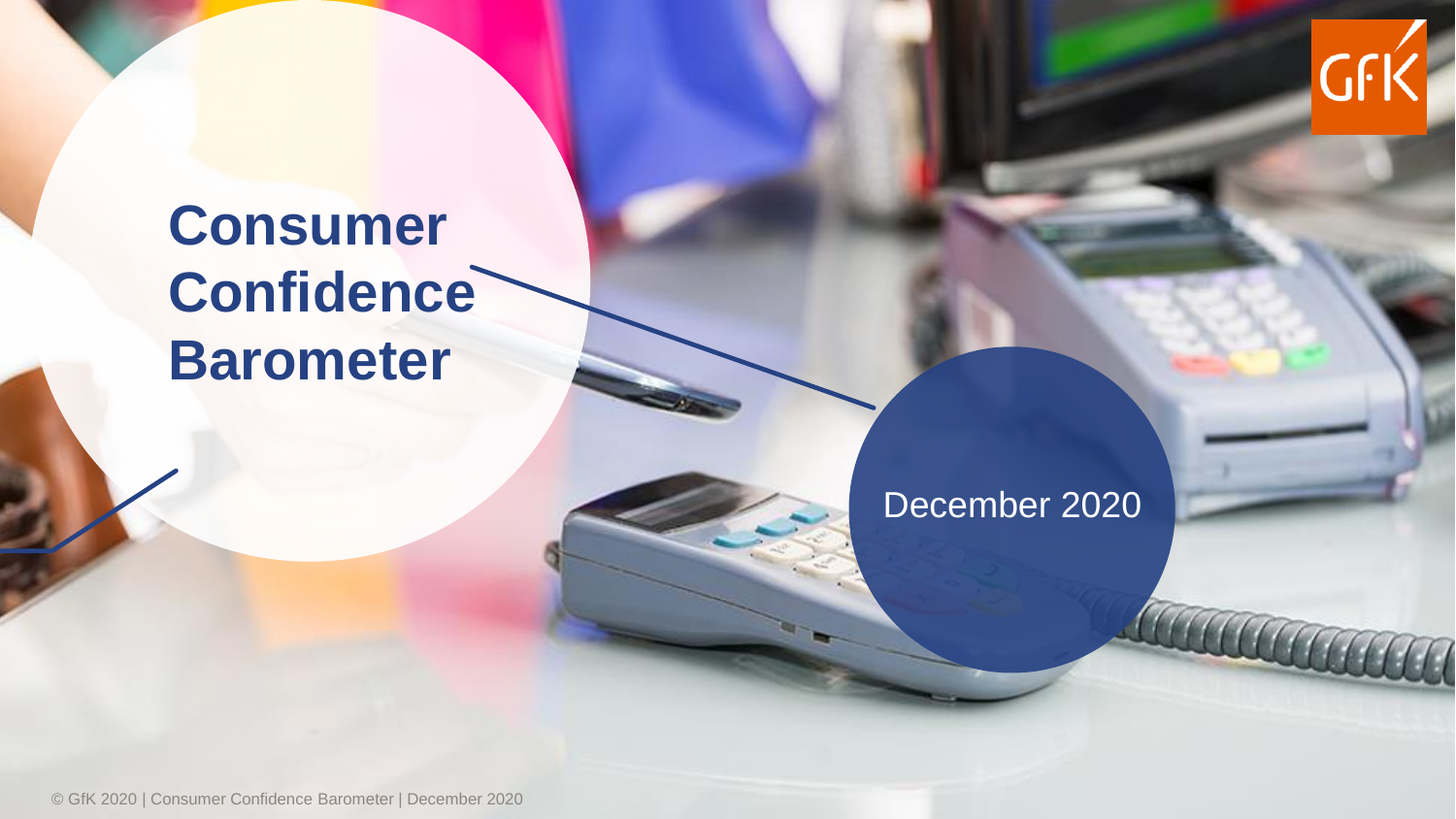# Consumer Confidence Barometer

December 2020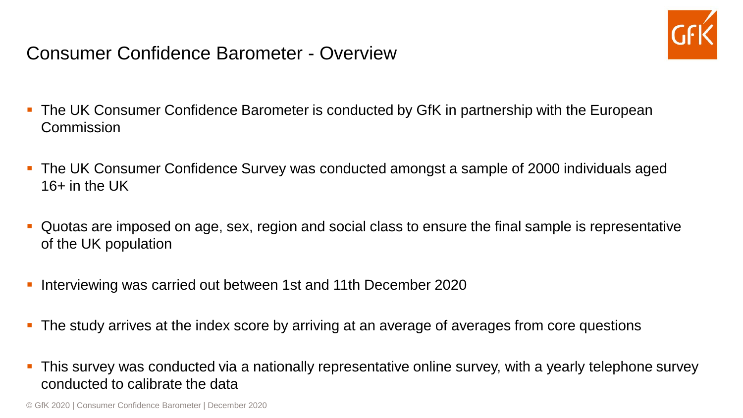# Consumer Confidence Barometer - Overview

- The UK Consumer Confidence Barometer is conducted by GfK in partnership with the European Commission
- The UK Consumer Confidence Survey was conducted amongst a sample of 2000 individuals aged 16+ in the UK
- Quotas are imposed on age, sex, region and social class to ensure the final sample is representative of the UK population
- Interviewing was carried out between 1st and 11th December 2020
- The study arrives at the index score by arriving at an average of averages from core questions
- This survey was conducted via a nationally representative online survey, with a yearly telephone survey conducted to calibrate the data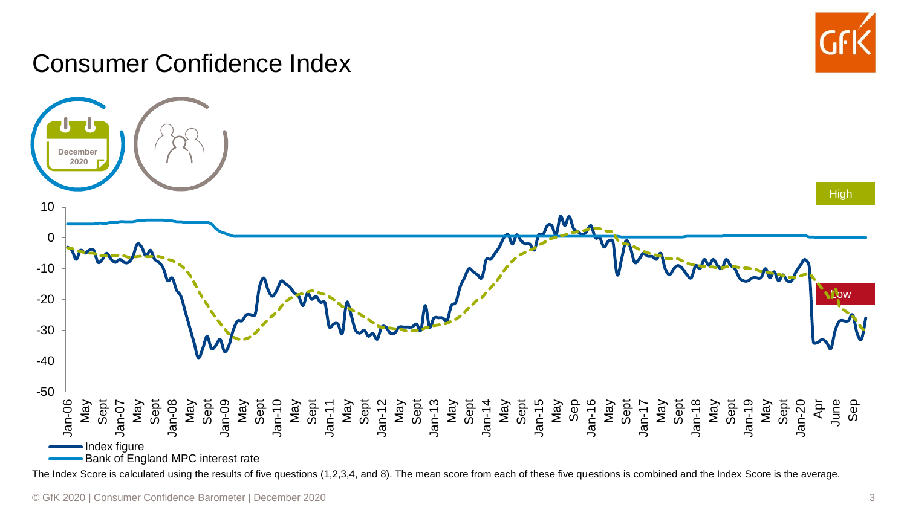# Consumer Confidence Index

December 2020

High

Low

- Index figure
- Bank of England MPC interest rate

The Index Score is calculated using the results of five questions (1,2,3,4, and 8). The mean score from each of these five questions is combined and the Index Score is the average.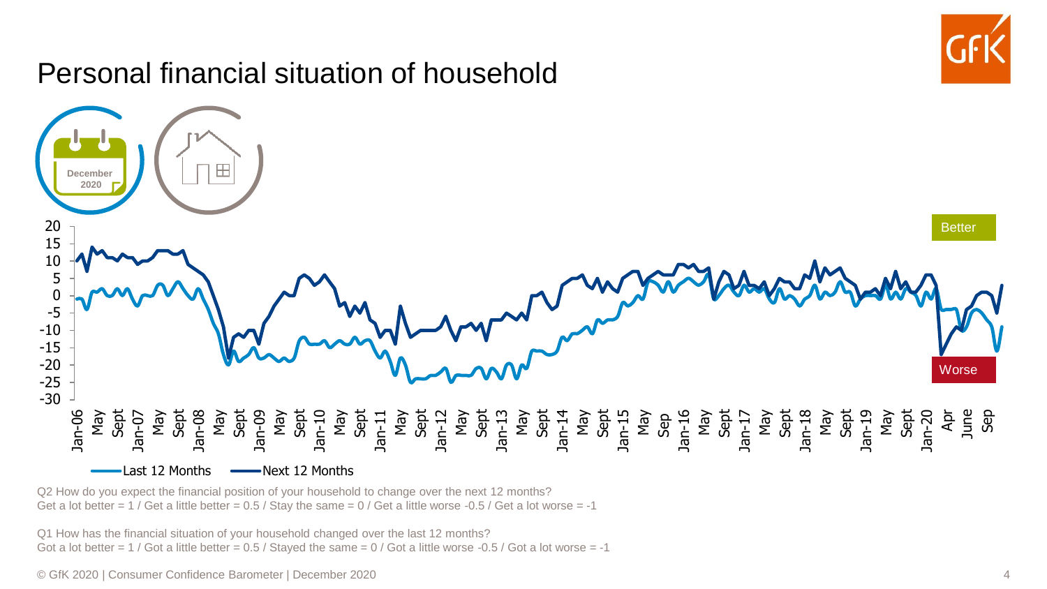# Personal financial situation of household

December 2020

Better

Worse

Last 12 Months — Next 12 Months

Q2 How do you expect the financial position of your household to change over the next 12 months?
Get a lot better = 1 / Get a little better = 0.5 / Stay the same = 0 / Get a little worse -0.5 / Get a lot worse = -1

Q1 How has the financial situation of your household changed over the last 12 months?
Got a lot better = 1 / Got a little better = 0.5 / Stayed the same = 0 / Got a little worse -0.5 / Got a lot worse = -1

© GfK 2020 | Consumer Confidence Barometer | December 2020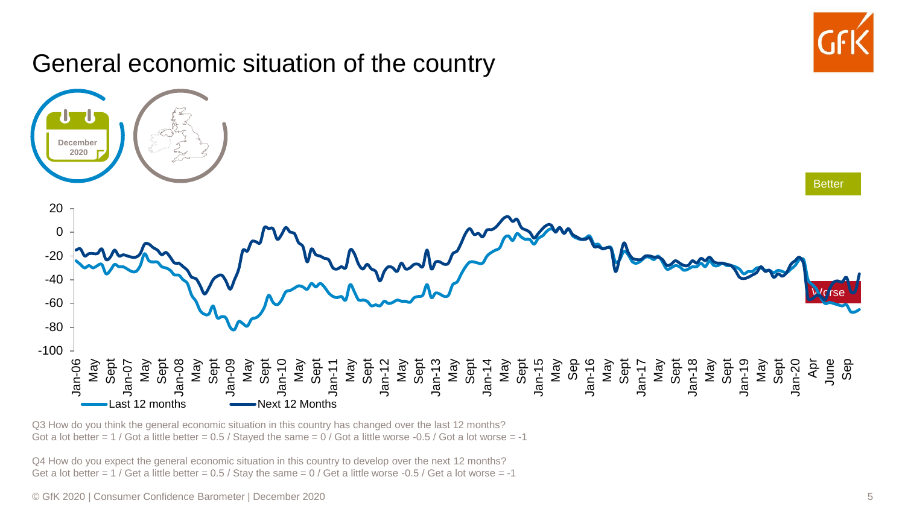# General economic situation of the country

December 2020

Better

Worse

Last 12 months — Next 12 Months

Q3 How do you think the general economic situation in this country has changed over the last 12 months?
Got a lot better = 1 / Got a little better = 0.5 / Stayed the same = 0 / Got a little worse -0.5 / Got a lot worse = -1

Q4 How do you expect the general economic situation in this country to develop over the next 12 months?
Get a lot better = 1 / Get a little better = 0.5 / Stay the same = 0 / Get a little worse -0.5 / Get a lot worse = -1

© GfK 2020 | Consumer Confidence Barometer | December 2020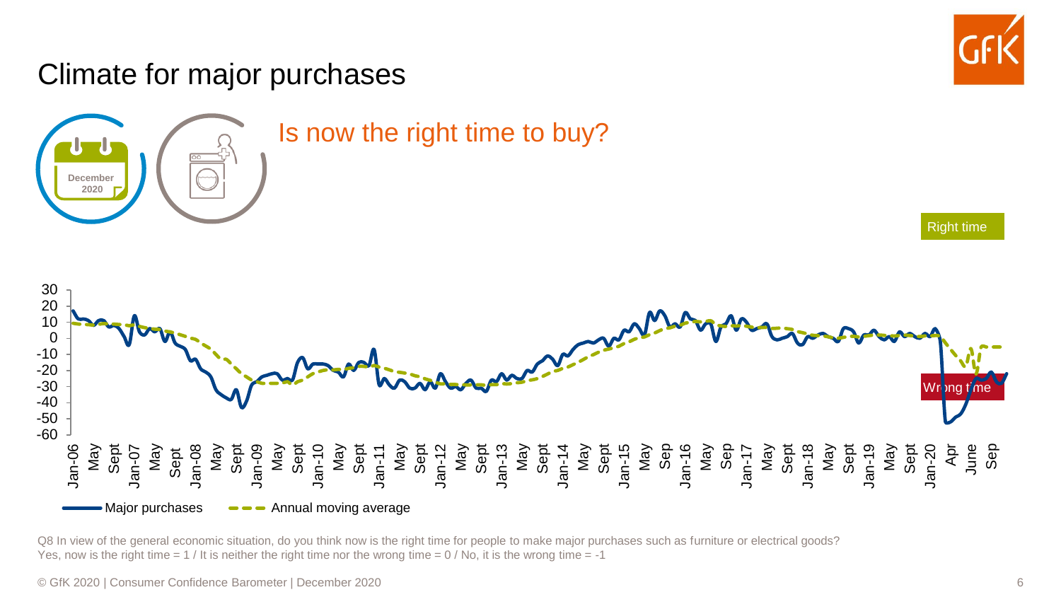# Climate for major purchases

December 2020

## Is now the right time to buy?

Right time

Wrong time

Major purchases — Annual moving average

Q8 In view of the general economic situation, do you think now is the right time for people to make major purchases such as furniture or electrical goods?
Yes, now is the right time = 1 / It is neither the right time nor the wrong time = 0 / No, it is the wrong time = -1

© GfK 2020 | Consumer Confidence Barometer | December 2020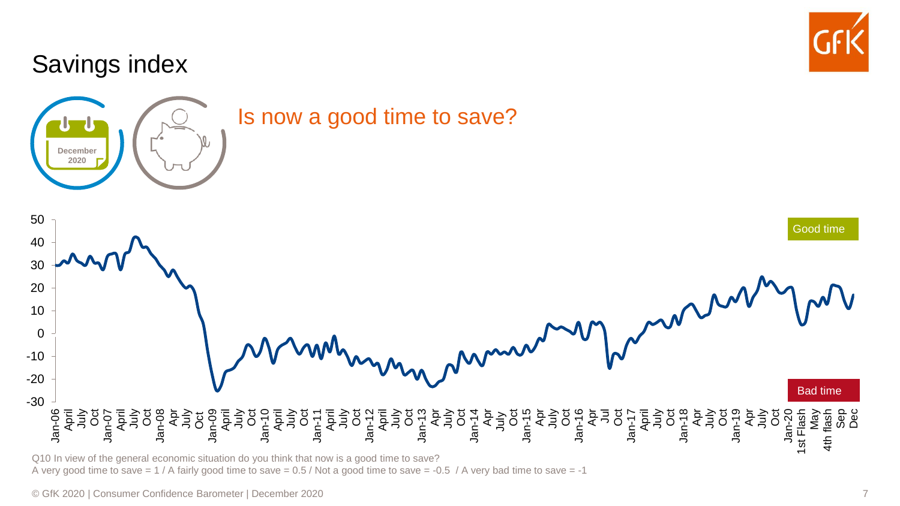# Savings index

December 2020

## Is now a good time to save?

50
40
30
20
10
0
-10
-20
-30

Good time

Bad time

Jan-06 April July Oct Jan-07 April July Oct Jan-08 Apr July Oct Jan-09 April July Oct Jan-10 April July Oct Jan-11 April July Oct Jan-12 April July Oct Jan-13 Apr July Oct Jan-14 Apr July Oct Jan-15 Apr July Oct Jan-16 Apr Jul Oct Jan-17 April July Oct Jan-18 Apr July Oct Jan-19 Apr July Oct Jan-20 1st Flash May 4th flash Sep Dec

Q10 In view of the general economic situation do you think that now is a good time to save?
A very good time to save = 1 / A fairly good time to save = 0.5 / Not a good time to save = -0.5 / A very bad time to save = -1

© GfK 2020 | Consumer Confidence Barometer | December 2020